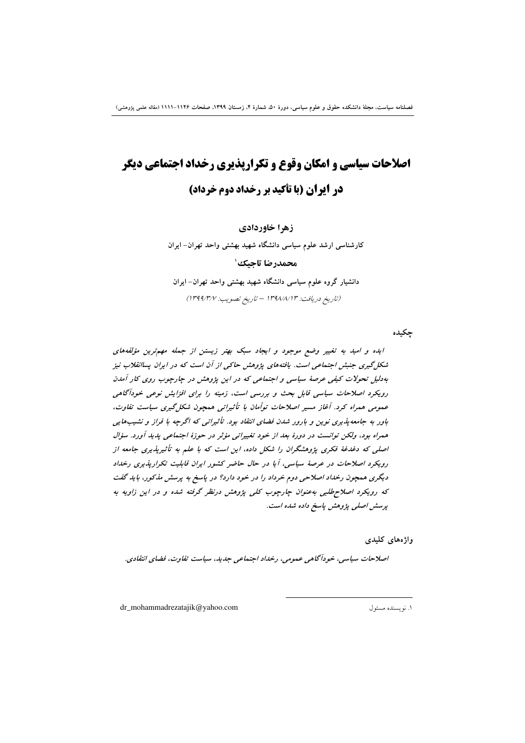# اصلاحات سیاسی و امکان وقوع و تکرارپذیری رخداد اجتماعی دیگر در ایران (با تأکید بر رخداد دوم خرداد)

**زهرا خاورداوی**

کارشناسی ارشد علوم سیاسی دانشگاه شهید بهشتی واحد تهران- ایران

**محمدرضا تاجیک**[1]

دانشیار گروه علوم سیاسی دانشگاه شهید بهشتی واحد تهران- ایران

*(تاریخ دریافت: ۱۳۹۸/۸/۱۳ – تاریخ تصویب: ۱۳۹۹/۳/۷)*

## چکیده

*ایده و امید به تغییر وضع موجود و ایجاد سبک بهتر زیستن از جمله مهم‌ترین مؤلفه‌های شکل‌گیری جنبش اجتماعی است. یافته‌های پژوهش حاکی از آن است که در ایران پساانقلاب نیز به‌دلیل تحولات کیفی عرصهٔ سیاسی و اجتماعی که در این پژوهش در چارچوب روی کار آمدن رویکرد اصلاحات سیاسی قابل بحث و بررسی است، زمینه را برای افزایش نوعی خودآگاهی عمومی همراه کرد. آغاز مسیر اصلاحات توأمان با تأثیراتی همچون شکل‌گیری سیاست تفاوت، باور به جامعه‌پذیری نوین و بارور شدن فضای انتقاد بود. تأثیراتی که اگرچه با فراز و نشیب‌هایی همراه بود، ولکن توانست در دورهٔ بعد از خود تغییراتی مؤثر در حوزهٔ اجتماعی پدید آورد. سؤال اصلی که دغدغهٔ فکری پژوهشگران را شکل داده، این است که با علم به تأثیرپذیری جامعه از رویکرد اصلاحات در عرصهٔ سیاسی، آیا در حال حاضر کشور ایران قابلیت تکرارپذیری رخداد دیگری همچون رخداد اصلاحی دوم خرداد را در خود دارد؟ در پاسخ به پرسش مذکور، باید گفت که رویکرد اصلاح‌طلبی به‌عنوان چارچوب کلی پژوهش درنظر گرفته شده و در این زاویه به پرسش اصلی پژوهش پاسخ داده شده است.*

## واژه‌های کلیدی

*اصلاحات سیاسی، خودآگاهی عمومی، رخداد اجتماعی جدید، سیاست تفاوت، فضای انتقادی.*

---

[1] نویسنده مسئول — dr_mohammadrezatajik@yahoo.com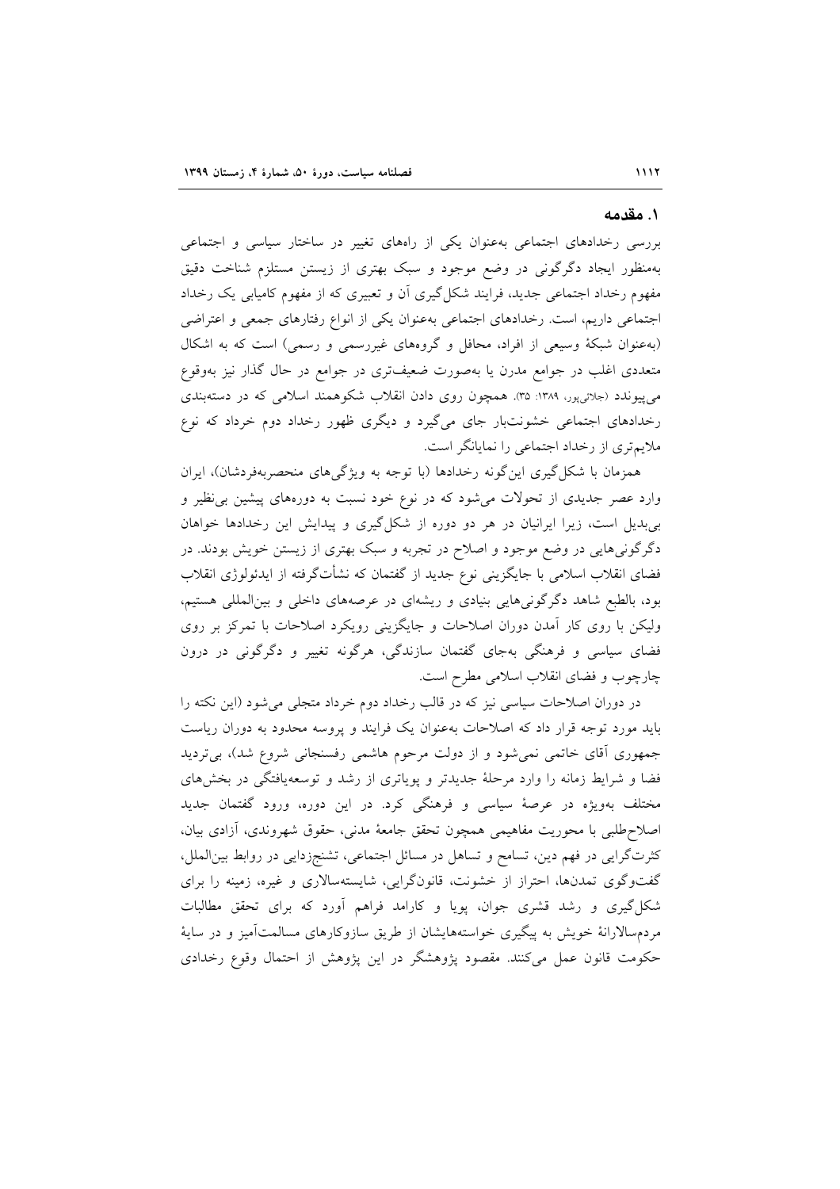## ۱. مقدمه

بررسی رخدادهای اجتماعی به‌عنوان یکی از راه‌های تغییر در ساختار سیاسی و اجتماعی به‌منظور ایجاد دگرگونی در وضع موجود و سبک بهتری از زیستن مستلزم شناخت دقیق مفهوم رخداد اجتماعی جدید، فرایند شکل‌گیری آن و تعبیری که از مفهوم کامیابی یک رخداد اجتماعی داریم، است. رخدادهای اجتماعی به‌عنوان یکی از انواع رفتارهای جمعی و اعتراضی (به‌عنوان شبکهٔ وسیعی از افراد، محافل و گروه‌های غیررسمی و رسمی) است که به اشکال متعددی اغلب در جوامع مدرن یا به‌صورت ضعیف‌تری در جوامع در حال گذار نیز به‌وقوع می‌پیوندد (جلائی‌پور، ۱۳۸۹: ۳۵). همچون روی دادن انقلاب شکوهمند اسلامی که در دسته‌بندی رخدادهای اجتماعی خشونت‌بار جای می‌گیرد و دیگری ظهور رخداد دوم خرداد که نوع ملایم‌تری از رخداد اجتماعی را نمایانگر است.

همزمان با شکل‌گیری این‌گونه رخدادها (با توجه به ویژگی‌های منحصربه‌فردشان)، ایران وارد عصر جدیدی از تحولات می‌شود که در نوع خود نسبت به دوره‌های پیشین بی‌نظیر و بی‌بدیل است، زیرا ایرانیان در هر دو دوره از شکل‌گیری و پیدایش این رخدادها خواهان دگرگونی‌هایی در وضع موجود و اصلاح در تجربه و سبک بهتری از زیستن خویش بودند. در فضای انقلاب اسلامی با جایگزینی نوع جدید از گفتمان که نشأت‌گرفته از ایدئولوژی انقلاب بود، بالطبع شاهد دگرگونی‌هایی بنیادی و ریشه‌ای در عرصه‌های داخلی و بین‌المللی هستیم، ولیکن با روی کار آمدن دوران اصلاحات و جایگزینی رویکرد اصلاحات با تمرکز بر روی فضای سیاسی و فرهنگی به‌جای گفتمان سازندگی، هرگونه تغییر و دگرگونی در درون چارچوب و فضای انقلاب اسلامی مطرح است.

در دوران اصلاحات سیاسی نیز که در قالب رخداد دوم خرداد متجلی می‌شود (این نکته را باید مورد توجه قرار داد که اصلاحات به‌عنوان یک فرایند و پروسه محدود به دوران ریاست جمهوری آقای خاتمی نمی‌شود و از دولت مرحوم هاشمی رفسنجانی شروع شد)، بی‌تردید فضا و شرایط زمانه را وارد مرحلهٔ جدیدتر و پویاتری از رشد و توسعه‌یافتگی در بخش‌های مختلف به‌ویژه در عرصهٔ سیاسی و فرهنگی کرد. در این دوره، ورود گفتمان جدید اصلاح‌طلبی با محوریت مفاهیمی همچون تحقق جامعهٔ مدنی، حقوق شهروندی، آزادی بیان، کثرت‌گرایی در فهم دین، تسامح و تساهل در مسائل اجتماعی، تشنج‌زدایی در روابط بین‌الملل، گفت‌وگوی تمدن‌ها، احتراز از خشونت، قانون‌گرایی، شایسته‌سالاری و غیره، زمینه را برای شکل‌گیری و رشد قشری جوان، پویا و کارامد فراهم آورد که برای تحقق مطالبات مردم‌سالارانهٔ خویش به پیگیری خواسته‌هایشان از طریق سازوکارهای مسالمت‌آمیز و در سایهٔ حکومت قانون عمل می‌کنند. مقصود پژوهشگر در این پژوهش از احتمال وقوع رخدادی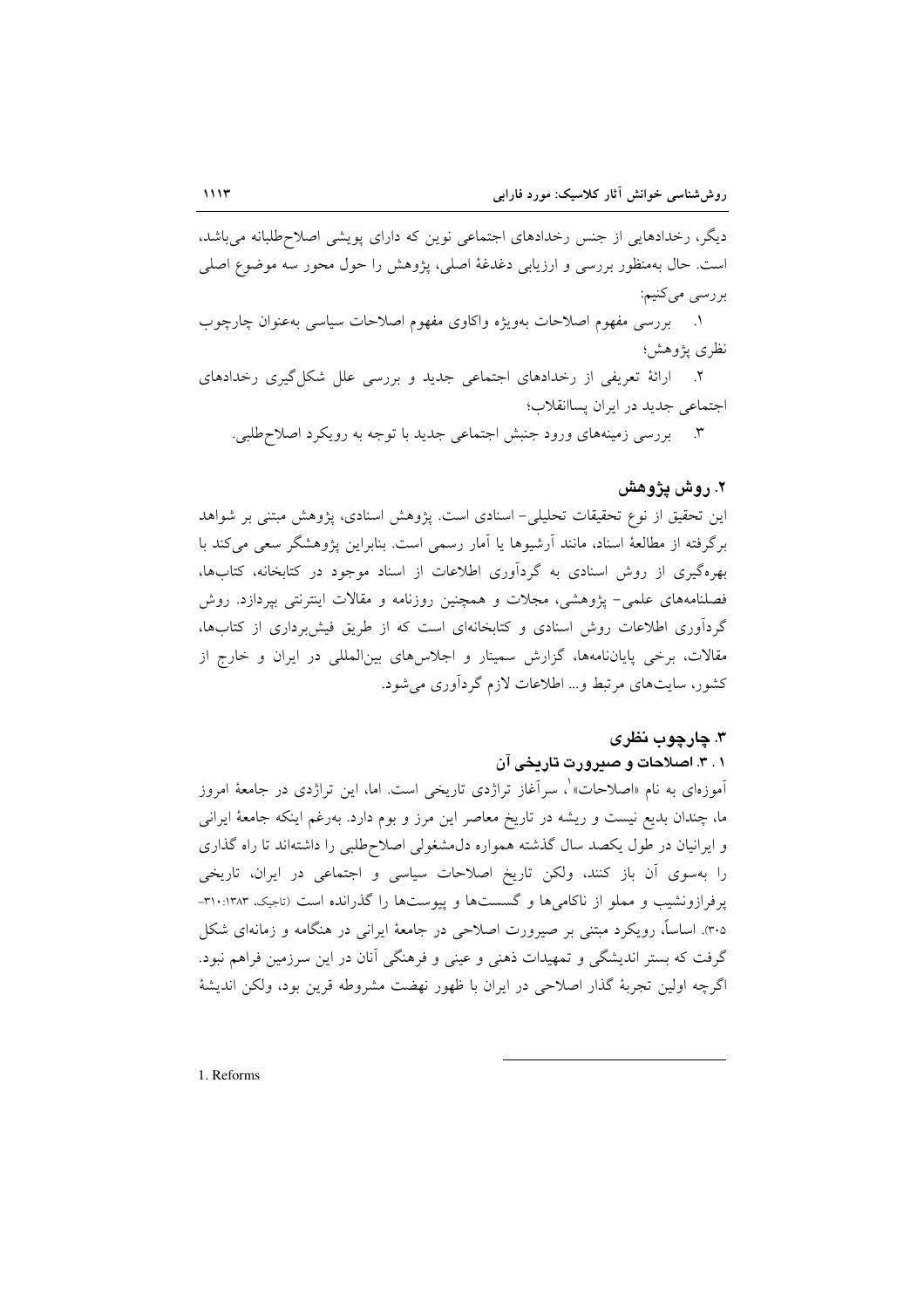دیگر، رخدادهایی از جنس رخدادهای اجتماعی نوین که دارای پویشی اصلاح‌طلبانه می‌باشد، است. حال به‌منظور بررسی و ارزیابی دغدغهٔ اصلی، پژوهش را حول محور سه موضوع اصلی بررسی می‌کنیم:

۱. بررسی مفهوم اصلاحات به‌ویژه واکاوی مفهوم اصلاحات سیاسی به‌عنوان چارچوب نظری پژوهش؛

۲. ارائهٔ تعریفی از رخدادهای اجتماعی جدید و بررسی علل شکل‌گیری رخدادهای اجتماعی جدید در ایران پساانقلاب؛

۳. بررسی زمینه‌های ورود جنبش اجتماعی جدید با توجه به رویکرد اصلاح‌طلبی.

## ۲. روش پژوهش

این تحقیق از نوع تحقیقات تحلیلی- اسنادی است. پژوهش اسنادی، پژوهش مبتنی بر شواهد برگرفته از مطالعهٔ اسناد، مانند آرشیوها یا آمار رسمی است. بنابراین پژوهشگر سعی می‌کند با بهره‌گیری از روش اسنادی به گردآوری اطلاعات از اسناد موجود در کتابخانه، کتاب‌ها، فصلنامه‌های علمی- پژوهشی، مجلات و همچنین روزنامه و مقالات اینترنتی بپردازد. روش گردآوری اطلاعات روش اسنادی و کتابخانه‌ای است که از طریق فیش‌برداری از کتاب‌ها، مقالات، برخی پایان‌نامه‌ها، گزارش سمینار و اجلاس‌های بین‌المللی در ایران و خارج از کشور، سایت‌های مرتبط و... اطلاعات لازم گردآوری می‌شود.

## ۳. چارچوب نظری

### ۱ . ۳. اصلاحات و صیرورت تاریخی آن

آموزه‌ای به نام «اصلاحات»[1]، سرآغاز تراژدی تاریخی است. اما، این تراژدی در جامعهٔ امروز ما، چندان بدیع نیست و ریشه در تاریخ معاصر این مرز و بوم دارد. به‌رغم اینکه جامعهٔ ایرانی و ایرانیان در طول یکصد سال گذشته همواره دل‌مشغولی اصلاح‌طلبی را داشته‌اند تا راه گذاری را به‌سوی آن باز کنند، ولکن تاریخ اصلاحات سیاسی و اجتماعی در ایران، تاریخی پرفرازونشیب و مملو از ناکامی‌ها و گسست‌ها و پیوست‌ها را گذرانده است (تاجیک، ۱۳۸۳: ۳۱۰-۳۰۵). اساساً، رویکرد مبتنی بر صیرورت اصلاحی در جامعهٔ ایرانی در هنگامه و زمانه‌ای شکل گرفت که بستر اندیشگی و تمهیدات ذهنی و عینی و فرهنگی آنان در این سرزمین فراهم نبود. اگرچه اولین تجربهٔ گذار اصلاحی در ایران با ظهور نهضت مشروطه قرین بود، ولکن اندیشهٔ

1. Reforms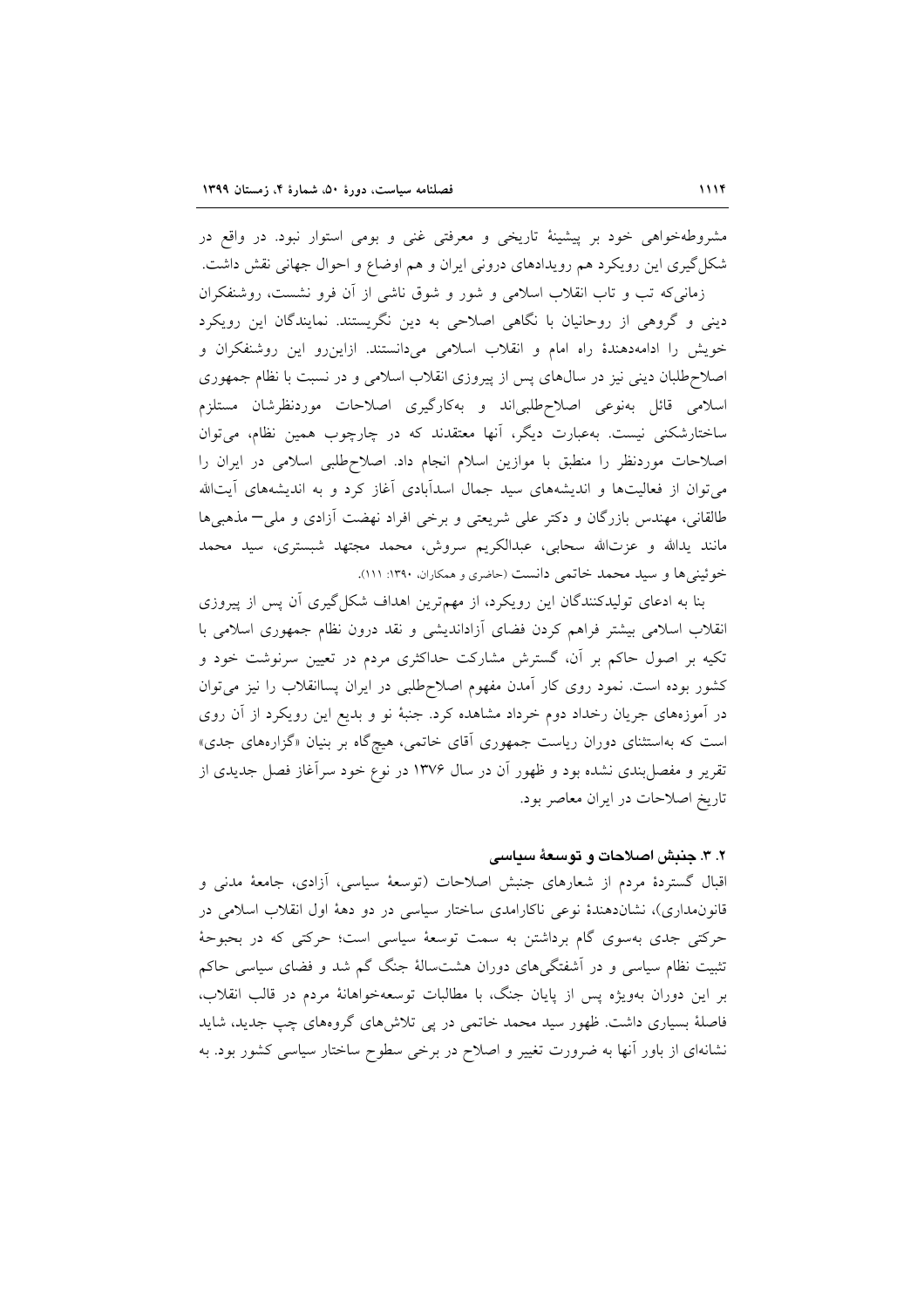مشروطه‌خواهی خود بر پیشینهٔ تاریخی و معرفتی غنی و بومی استوار نبود. در واقع در شکل‌گیری این رویکرد هم رویدادهای درونی ایران و هم اوضاع و احوال جهانی نقش داشت.

زمانی‌که تب و تاب انقلاب اسلامی و شور و شوق ناشی از آن فرو نشست، روشنفکران دینی و گروهی از روحانیان با نگاهی اصلاحی به دین نگریستند. نمایندگان این رویکرد خویش را ادامه‌دهندهٔ راه امام و انقلاب اسلامی می‌دانستند. ازاین‌رو این روشنفکران و اصلاح‌طلبان دینی نیز در سال‌های پس از پیروزی انقلاب اسلامی و در نسبت با نظام جمهوری اسلامی قائل به‌نوعی اصلاح‌طلبی‌اند و به‌کارگیری اصلاحات موردنظرشان مستلزم ساختارشکنی نیست. به‌عبارت دیگر، آنها معتقدند که در چارچوب همین نظام، می‌توان اصلاحات موردنظر را منطبق با موازین اسلام انجام داد. اصلاح‌طلبی اسلامی در ایران را می‌توان از فعالیت‌ها و اندیشه‌های سید جمال اسدآبادی آغاز کرد و به اندیشه‌های آیت‌الله طالقانی، مهندس بازرگان و دکتر علی شریعتی و برخی افراد نهضت آزادی و ملی– مذهبی‌ها مانند یدالله و عزت‌الله سحابی، عبدالکریم سروش، محمد مجتهد شبستری، سید محمد خوئینی‌ها و سید محمد خاتمی دانست (حاضری و همکاران، ۱۳۹۰: ۱۱۱).

بنا به ادعای تولیدکنندگان این رویکرد، از مهم‌ترین اهداف شکل‌گیری آن پس از پیروزی انقلاب اسلامی بیشتر فراهم کردن فضای آزاداندیشی و نقد درون نظام جمهوری اسلامی با تکیه بر اصول حاکم بر آن، گسترش مشارکت حداکثری مردم در تعیین سرنوشت خود و کشور بوده است. نمود روی کار آمدن مفهوم اصلاح‌طلبی در ایران پساانقلاب را نیز می‌توان در آموزه‌های جریان رخداد دوم خرداد مشاهده کرد. جنبهٔ نو و بدیع این رویکرد از آن روی است که به‌استثنای دوران ریاست جمهوری آقای خاتمی، هیچ‌گاه بر بنیان «گزاره‌های جدی» تقریر و مفصل‌بندی نشده بود و ظهور آن در سال ۱۳۷۶ در نوع خود سرآغاز فصل جدیدی از تاریخ اصلاحات در ایران معاصر بود.

### ۲. ۳. جنبش اصلاحات و توسعهٔ سیاسی

اقبال گستردهٔ مردم از شعارهای جنبش اصلاحات (توسعهٔ سیاسی، آزادی، جامعهٔ مدنی و قانون‌مداری)، نشان‌دهندهٔ نوعی ناکارامدی ساختار سیاسی در دو دههٔ اول انقلاب اسلامی در حرکتی جدی به‌سوی گام برداشتن به سمت توسعهٔ سیاسی است؛ حرکتی که در بحبوحهٔ تثبیت نظام سیاسی و در آشفتگی‌های دوران هشت‌سالهٔ جنگ گم شد و فضای سیاسی حاکم بر این دوران به‌ویژه پس از پایان جنگ، با مطالبات توسعه‌خواهانهٔ مردم در قالب انقلاب، فاصلهٔ بسیاری داشت. ظهور سید محمد خاتمی در پی تلاش‌های گروه‌های چپ جدید، شاید نشانه‌ای از باور آنها به ضرورت تغییر و اصلاح در برخی سطوح ساختار سیاسی کشور بود. به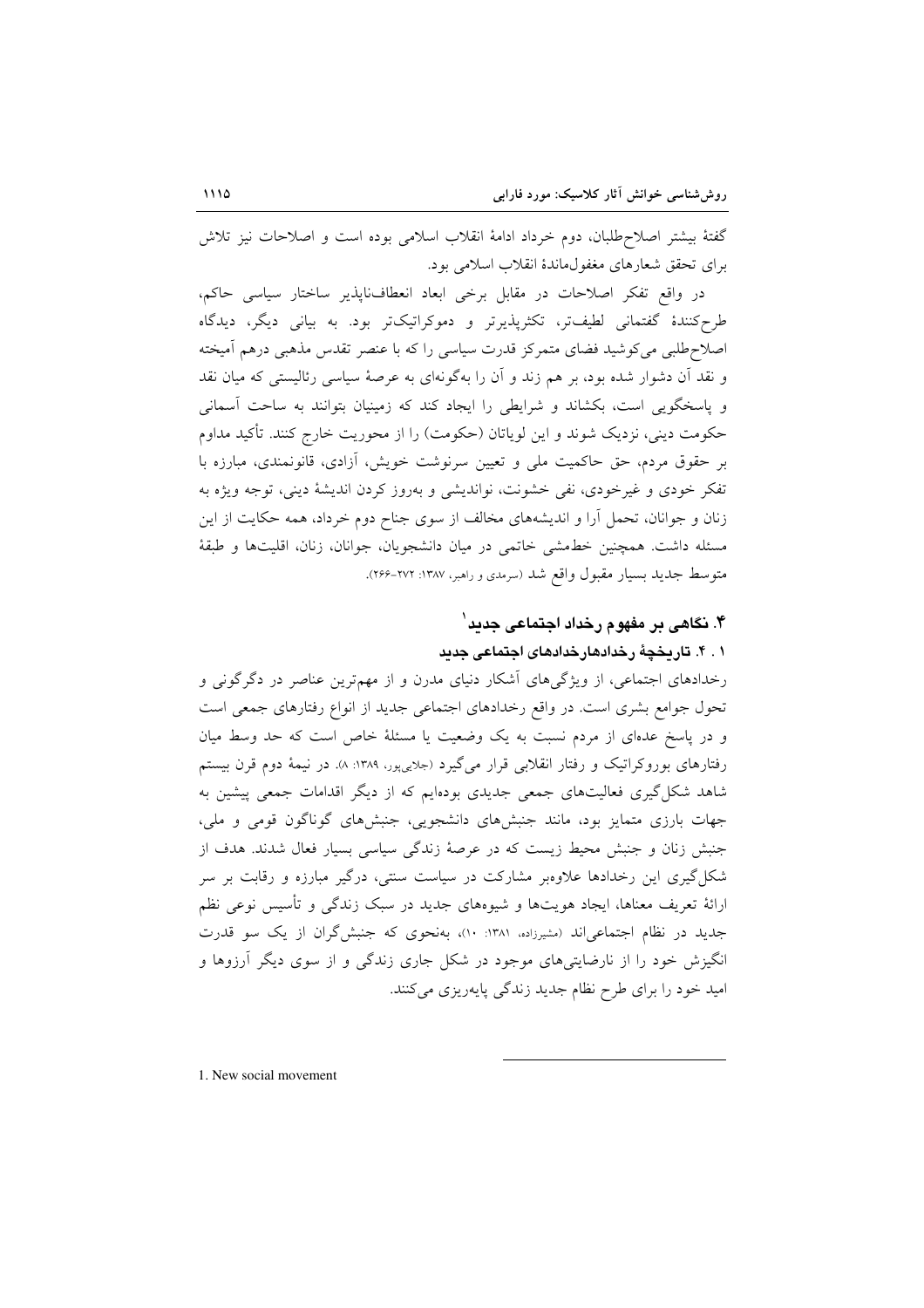گفتهٔ بیشتر اصلاح‌طلبان، دوم خرداد ادامهٔ انقلاب اسلامی بوده است و اصلاحات نیز تلاش برای تحقق شعارهای مغفول‌ماندهٔ انقلاب اسلامی بود.

در واقع تفکر اصلاحات در مقابل برخی ابعاد انعطاف‌ناپذیر ساختار سیاسی حاکم، طرح‌کنندهٔ گفتمانی لطیف‌تر، تکثرپذیرتر و دموکراتیک‌تر بود. به بیانی دیگر، دیدگاه اصلاح‌طلبی می‌کوشید فضای متمرکز قدرت سیاسی را که با عنصر تقدس مذهبی درهم آمیخته و نقد آن دشوار شده بود، بر هم زند و آن را به‌گونه‌ای به عرصهٔ سیاسی رئالیستی که میان نقد و پاسخگویی است، بکشاند و شرایطی را ایجاد کند که زمینیان بتوانند به ساحت آسمانی حکومت دینی، نزدیک شوند و این لویاتان (حکومت) را از محوریت خارج کنند. تأکید مداوم بر حقوق مردم، حق حاکمیت ملی و تعیین سرنوشت خویش، آزادی، قانونمندی، مبارزه با تفکر خودی و غیرخودی، نفی خشونت، نواندیشی و به‌روز کردن اندیشهٔ دینی، توجه ویژه به زنان و جوانان، تحمل آرا و اندیشه‌های مخالف از سوی جناح دوم خرداد، همه حکایت از این مسئله داشت. همچنین خط‌مشی خاتمی در میان دانشجویان، جوانان، زنان، اقلیت‌ها و طبقهٔ متوسط جدید بسیار مقبول واقع شد (سرمدی و راهبر، ۱۳۸۷: ۲۷۲-۲۶۶).

## ۴. نگاهی بر مفهوم رخداد اجتماعی جدید[1]

### ۱ . ۴. تاریخچهٔ رخدادهارخدادهای اجتماعی جدید

رخدادهای اجتماعی، از ویژگی‌های آشکار دنیای مدرن و از مهم‌ترین عناصر در دگرگونی و تحول جوامع بشری است. در واقع رخدادهای اجتماعی جدید از انواع رفتارهای جمعی است و در پاسخ عده‌ای از مردم نسبت به یک وضعیت یا مسئلهٔ خاص است که حد وسط میان رفتارهای بوروکراتیک و رفتار انقلابی قرار می‌گیرد (جلایی‌پور، ۱۳۸۹: ۸). در نیمهٔ دوم قرن بیستم شاهد شکل‌گیری فعالیت‌های جمعی جدیدی بوده‌ایم که از دیگر اقدامات جمعی پیشین به جهات بارزی متمایز بود، مانند جنبش‌های دانشجویی، جنبش‌های گوناگون قومی و ملی، جنبش زنان و جنبش محیط زیست که در عرصهٔ زندگی سیاسی بسیار فعال شدند. هدف از شکل‌گیری این رخدادها علاوه‌بر مشارکت در سیاست سنتی، درگیر مبارزه و رقابت بر سر ارائهٔ تعریف معناها، ایجاد هویت‌ها و شیوه‌های جدید در سبک زندگی و تأسیس نوعی نظم جدید در نظام اجتماعی‌اند (مشیرزاده، ۱۳۸۱: ۱۰)، به‌نحوی که جنبش‌گران از یک سو قدرت انگیزش خود را از نارضایتی‌های موجود در شکل جاری زندگی و از سوی دیگر آرزوها و امید خود را برای طرح نظام جدید زندگی پایه‌ریزی می‌کنند.

---

1. New social movement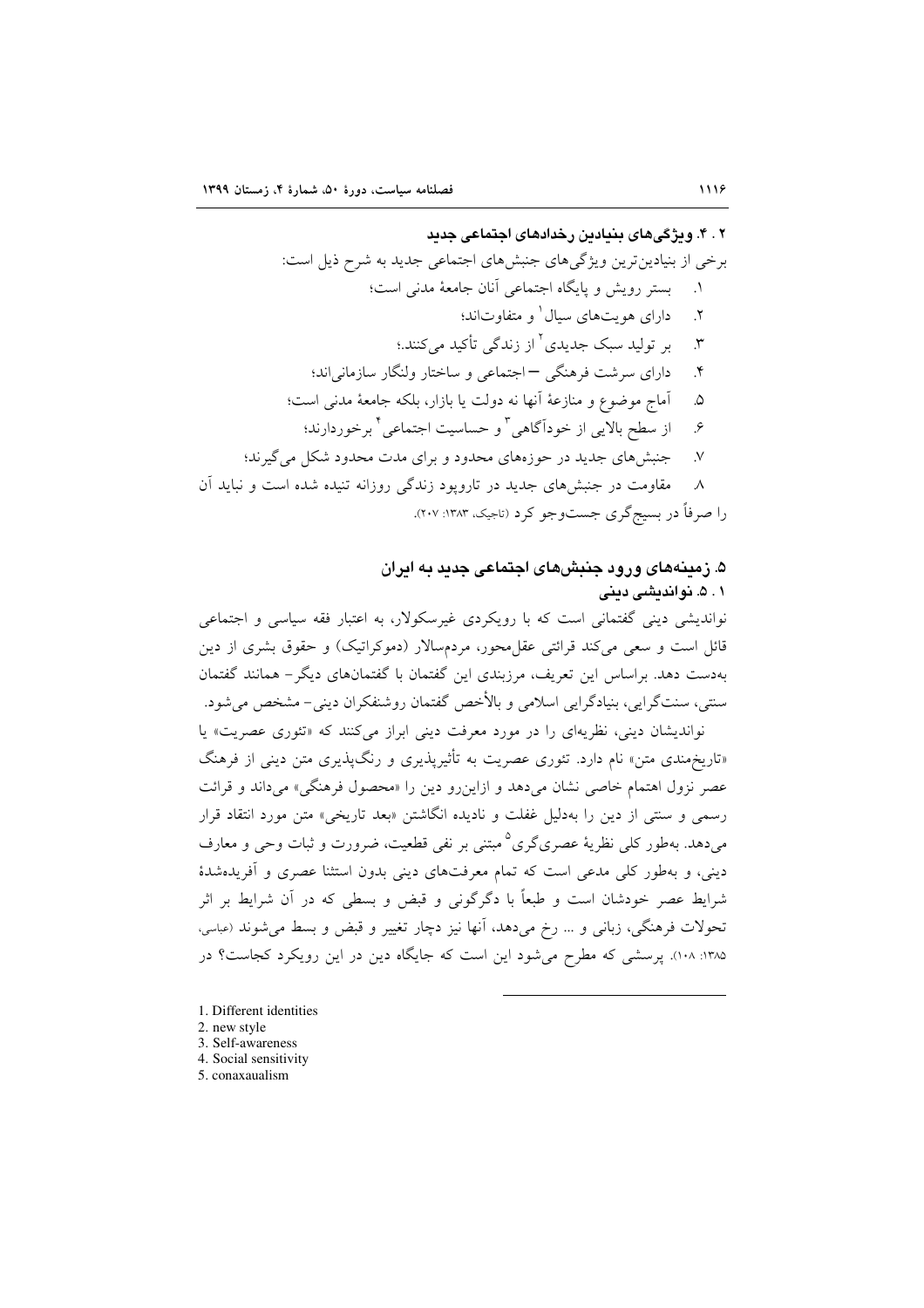### ۴. ۲. ویژگی‌های بنیادین رخدادهای اجتماعی جدید

برخی از بنیادین‌ترین ویژگی‌های جنبش‌های اجتماعی جدید به شرح ذیل است:

۱. بستر رویش و پایگاه اجتماعی آنان جامعهٔ مدنی است؛

۲. دارای هویت‌های سیال[1] و متفاوت‌اند؛

۳. بر تولید سبک جدیدی[2] از زندگی تأکید می‌کنند.؛

۴. دارای سرشت فرهنگی – اجتماعی و ساختار ولنگار سازمانی‌اند؛

۵. آماج موضوع و منازعهٔ آنها نه دولت یا بازار، بلکه جامعهٔ مدنی است؛

۶. از سطح بالایی از خودآگاهی[3] و حساسیت اجتماعی[4] برخوردارند؛

۷. جنبش‌های جدید در حوزه‌های محدود و برای مدت محدود شکل می‌گیرند؛

۸. مقاومت در جنبش‌های جدید در تاروپود زندگی روزانه تنیده شده است و نباید آن را صرفاً در بسیج‌گری جست‌وجو کرد (تاجیک، ۱۳۸۳: ۲۰۷).

## ۵. زمینه‌های ورود جنبش‌های اجتماعی جدید به ایران

### ۵. ۱. نواندیشی دینی

نواندیشی دینی گفتمانی است که با رویکردی غیرسکولار، به اعتبار فقه سیاسی و اجتماعی قائل است و سعی می‌کند قرائتی عقل‌محور، مردم‌سالار (دموکراتیک) و حقوق بشری از دین به‌دست دهد. براساس این تعریف، مرزبندی این گفتمان با گفتمان‌های دیگر- همانند گفتمان سنتی، سنت‌گرایی، بنیادگرایی اسلامی و بالأخص گفتمان روشنفکران دینی- مشخص می‌شود.

نواندیشان دینی، نظریه‌ای را در مورد معرفت دینی ابراز می‌کنند که «تئوری عصریت» یا «تاریخ‌مندی متن» نام دارد. تئوری عصریت به تأثیرپذیری و رنگ‌پذیری متن دینی از فرهنگ عصر نزول اهتمام خاصی نشان می‌دهد و ازاین‌رو دین را «محصول فرهنگی» می‌داند و قرائت رسمی و سنتی از دین را به‌دلیل غفلت و نادیده انگاشتن «بعد تاریخی» متن مورد انتقاد قرار می‌دهد. به‌طور کلی نظریهٔ عصری‌گری[5] مبتنی بر نفی قطعیت، ضرورت و ثبات وحی و معارف دینی، و به‌طور کلی مدعی است که تمام معرفت‌های دینی بدون استثنا عصری و آفریده‌شدهٔ شرایط عصر خودشان است و طبعاً با دگرگونی و قبض و بسطی که در آن شرایط بر اثر تحولات فرهنگی، زبانی و ... رخ می‌دهد، آنها نیز دچار تغییر و قبض و بسط می‌شوند (عباسی، ۱۳۸۵: ۱۰۸). پرسشی که مطرح می‌شود این است که جایگاه دین در این رویکرد کجاست؟ در

---

1. Different identities
2. new style
3. Self-awareness
4. Social sensitivity
5. conaxaualism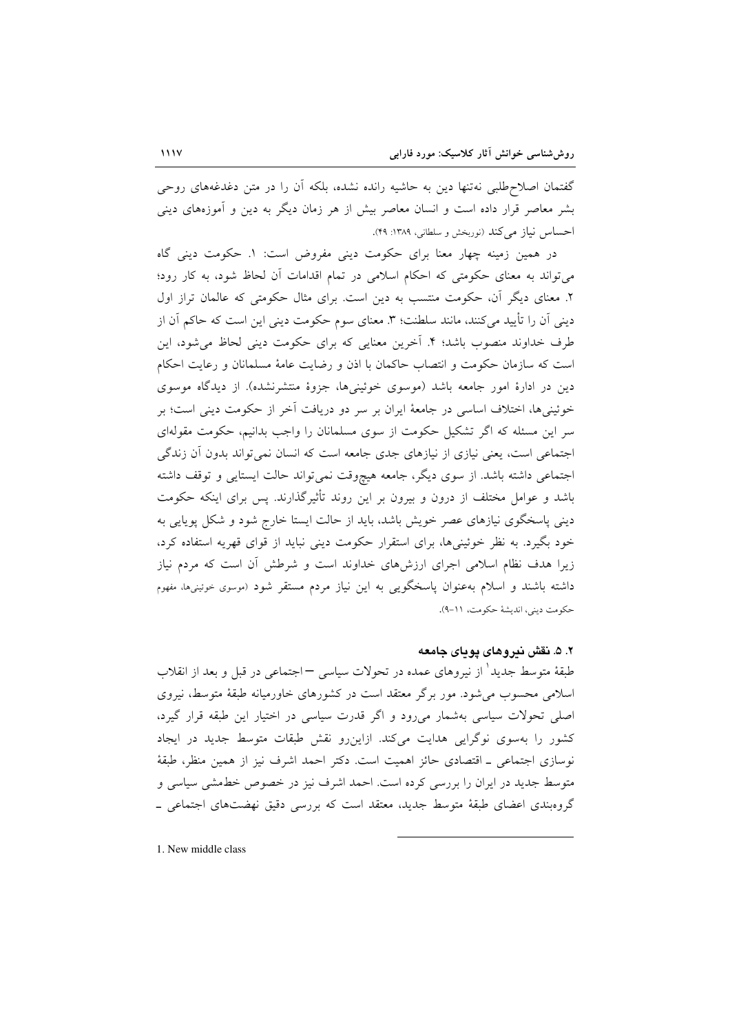گفتمان اصلاح‌طلبی نه‌تنها دین به حاشیه رانده نشده، بلکه آن را در متن دغدغه‌های روحی بشر معاصر قرار داده است و انسان معاصر بیش از هر زمان دیگر به دین و آموزه‌های دینی احساس نیاز می‌کند (نوربخش و سلطانی، ۱۳۸۹: ۴۹).

در همین زمینه چهار معنا برای حکومت دینی مفروض است: ۱. حکومت دینی گاه می‌تواند به معنای حکومتی که احکام اسلامی در تمام اقدامات آن لحاظ شود، به کار رود؛ ۲. معنای دیگر آن، حکومت منتسب به دین است. برای مثال حکومتی که عالمان تراز اول دینی آن را تأیید می‌کنند، مانند سلطنت؛ ۳. معنای سوم حکومت دینی این است که حاکم آن از طرف خداوند منصوب باشد؛ ۴. آخرین معنایی که برای حکومت دینی لحاظ می‌شود، این است که سازمان حکومت و انتصاب حاکمان با اذن و رضایت عامهٔ مسلمانان و رعایت احکام دین در ادارهٔ امور جامعه باشد (موسوی خوئینی‌ها، جزوهٔ منتشرنشده). از دیدگاه موسوی خوئینی‌ها، اختلاف اساسی در جامعهٔ ایران بر سر دو دریافت آخر از حکومت دینی است؛ بر سر این مسئله که اگر تشکیل حکومت از سوی مسلمانان را واجب بدانیم، حکومت مقوله‌ای اجتماعی است، یعنی نیازی از نیازهای جدی جامعه است که انسان نمی‌تواند بدون آن زندگی اجتماعی داشته باشد. از سوی دیگر، جامعه هیچ‌وقت نمی‌تواند حالت ایستایی و توقف داشته باشد و عوامل مختلف از درون و بیرون بر این روند تأثیرگذارند. پس برای اینکه حکومت دینی پاسخگوی نیازهای عصر خویش باشد، باید از حالت ایستا خارج شود و شکل پویایی به خود بگیرد. به نظر خوئینی‌ها، برای استقرار حکومت دینی نباید از قوای قهریه استفاده کرد، زیرا هدف نظام اسلامی اجرای ارزش‌های خداوند است و شرطش آن است که مردم نیاز داشته باشند و اسلام به‌عنوان پاسخگویی به این نیاز مردم مستقر شود (موسوی خوئینی‌ها، مفهوم حکومت دینی، اندیشهٔ حکومت، ۱۱-۹).

### ۲. ۵. نقش نیروهای پویای جامعه

طبقهٔ متوسط جدید[1] از نیروهای عمده در تحولات سیاسی — اجتماعی در قبل و بعد از انقلاب اسلامی محسوب می‌شود. مور برگر معتقد است در کشورهای خاورمیانه طبقهٔ متوسط، نیروی اصلی تحولات سیاسی به‌شمار می‌رود و اگر قدرت سیاسی در اختیار این طبقه قرار گیرد، کشور را به‌سوی نوگرایی هدایت می‌کند. ازاین‌رو نقش طبقات متوسط جدید در ایجاد نوسازی اجتماعی ـ اقتصادی حائز اهمیت است. دکتر احمد اشرف نیز از همین منظر، طبقهٔ متوسط جدید در ایران را بررسی کرده است. احمد اشرف نیز در خصوص خط‌مشی سیاسی و گروه‌بندی اعضای طبقهٔ متوسط جدید، معتقد است که بررسی دقیق نهضت‌های اجتماعی ـ

1. New middle class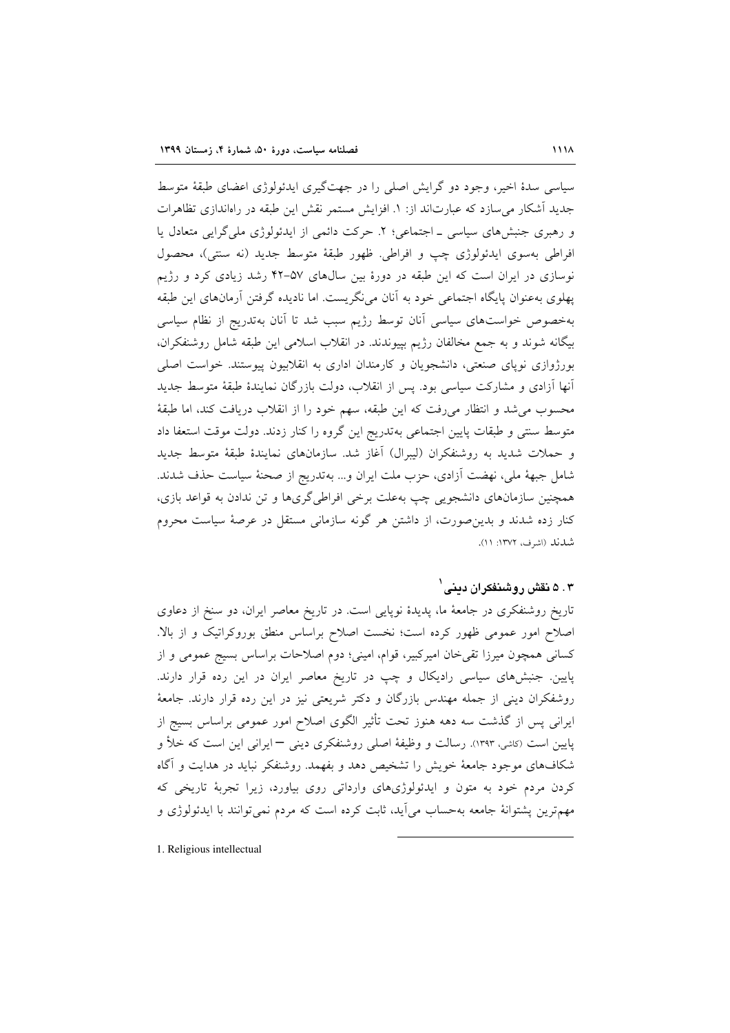سیاسی سدهٔ اخیر، وجود دو گرایش اصلی را در جهت‌گیری ایدئولوژی اعضای طبقهٔ متوسط جدید آشکار می‌سازد که عبارت‌اند از: ۱. افزایش مستمر نقش این طبقه در راه‌اندازی تظاهرات و رهبری جنبش‌های سیاسی ـ اجتماعی؛ ۲. حرکت دائمی از ایدئولوژی ملی‌گرایی متعادل یا افراطی به‌سوی ایدئولوژی چپ و افراطی. ظهور طبقهٔ متوسط جدید (نه سنتی)، محصول نوسازی در ایران است که این طبقه در دورهٔ بین سال‌های ۵۷–۴۲ رشد زیادی کرد و رژیم پهلوی به‌عنوان پایگاه اجتماعی خود به آنان می‌نگریست. اما نادیده گرفتن آرمان‌های این طبقه به‌خصوص خواست‌های سیاسی آنان توسط رژیم سبب شد تا آنان به‌تدریج از نظام سیاسی بیگانه شوند و به جمع مخالفان رژیم بپیوندند. در انقلاب اسلامی این طبقه شامل روشنفکران، بورژوازی نوپای صنعتی، دانشجویان و کارمندان اداری به انقلابیون پیوستند. خواست اصلی آنها آزادی و مشارکت سیاسی بود. پس از انقلاب، دولت بازرگان نمایندهٔ طبقهٔ متوسط جدید محسوب می‌شد و انتظار می‌رفت که این طبقه، سهم خود را از انقلاب دریافت کند، اما طبقهٔ متوسط سنتی و طبقات پایین اجتماعی به‌تدریج این گروه را کنار زدند. دولت موقت استعفا داد و حملات شدید به روشنفکران (لیبرال) آغاز شد. سازمان‌های نمایندهٔ طبقهٔ متوسط جدید شامل جبههٔ ملی، نهضت آزادی، حزب ملت ایران و... به‌تدریج از صحنهٔ سیاست حذف شدند. همچنین سازمان‌های دانشجویی چپ به‌علت برخی افراطی‌گری‌ها و تن ندادن به قواعد بازی، کنار زده شدند و بدین‌صورت، از داشتن هر گونه سازمانی مستقل در عرصهٔ سیاست محروم شدند (اشرف، ۱۳۷۲: ۱۱).

### ۳ . ۵ نقش روشنفکران دینی[1]

تاریخ روشنفکری در جامعهٔ ما، پدیدهٔ نوپایی است. در تاریخ معاصر ایران، دو سنخ از دعاوی اصلاح امور عمومی ظهور کرده است؛ نخست اصلاح براساس منطق بوروکراتیک و از بالا. کسانی همچون میرزا تقی‌خان امیرکبیر، قوام، امینی؛ دوم اصلاحات براساس بسیج عمومی و از پایین. جنبش‌های سیاسی رادیکال و چپ در تاریخ معاصر ایران در این رده قرار دارند. روشفکران دینی از جمله مهندس بازرگان و دکتر شریعتی نیز در این رده قرار دارند. جامعهٔ ایرانی پس از گذشت سه دهه هنوز تحت تأثیر الگوی اصلاح امور عمومی براساس بسیج از پایین است (کاشی، ۱۳۹۳). رسالت و وظیفهٔ اصلی روشنفکری دینی – ایرانی این است که خلأ و شکاف‌های موجود جامعهٔ خویش را تشخیص دهد و بفهمد. روشنفکر نباید در هدایت و آگاه کردن مردم خود به متون و ایدئولوژی‌های وارداتی روی بیاورد، زیرا تجربهٔ تاریخی که مهم‌ترین پشتوانهٔ جامعه به‌حساب می‌آید، ثابت کرده است که مردم نمی‌توانند با ایدئولوژی و

1. Religious intellectual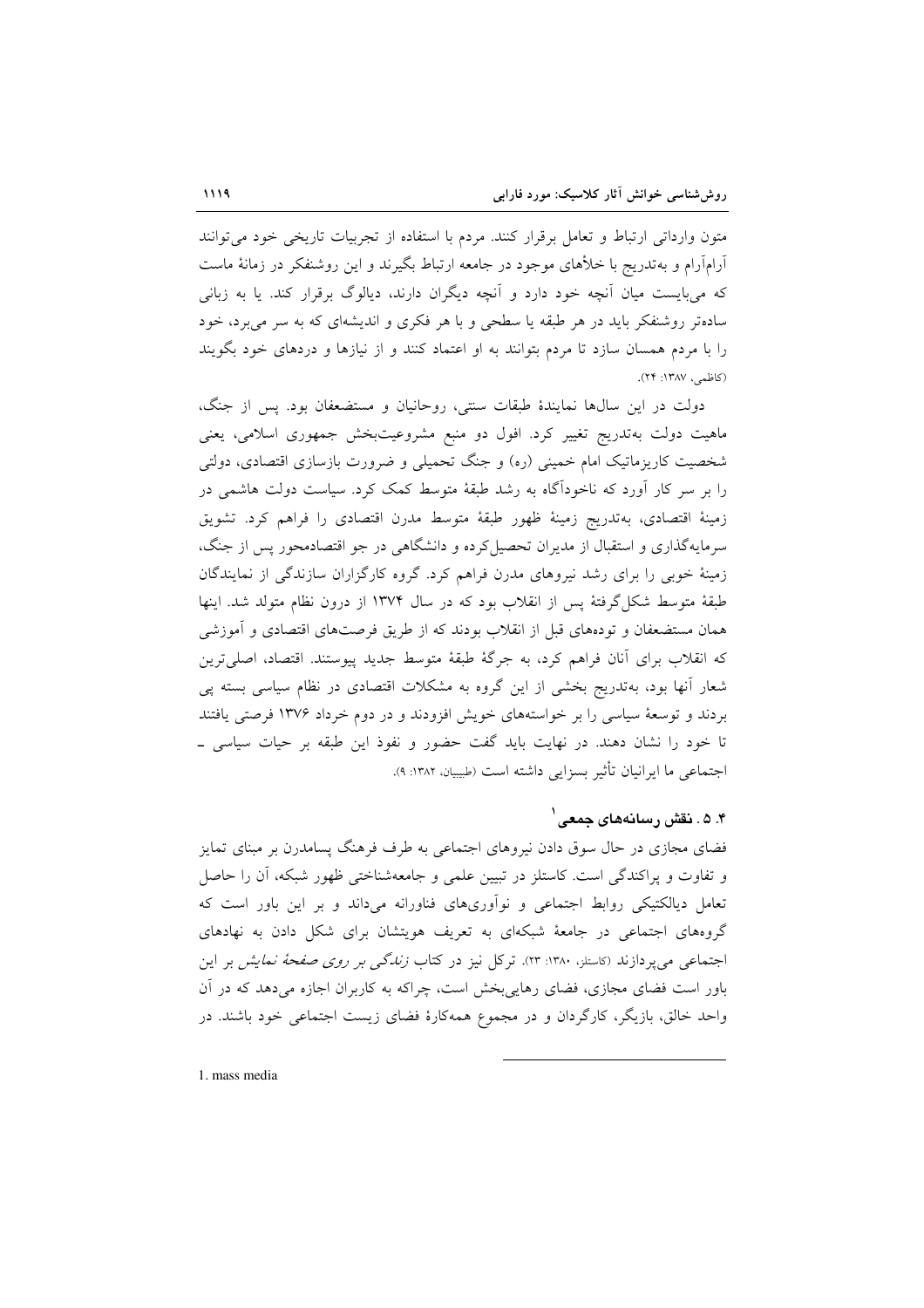متون وارداتی ارتباط و تعامل برقرار کنند. مردم با استفاده از تجربیات تاریخی خود می‌توانند آرام‌آرام و به‌تدریج با خلأهای موجود در جامعه ارتباط بگیرند و این روشنفکر در زمانهٔ ماست که می‌بایست میان آنچه خود دارد و آنچه دیگران دارند، دیالوگ برقرار کند. یا به زبانی ساده‌تر روشنفکر باید در هر طبقه یا سطحی و با هر فکری و اندیشه‌ای که به سر می‌برد، خود را با مردم همسان سازد تا مردم بتوانند به او اعتماد کنند و از نیازها و دردهای خود بگویند (کاظمی، ۱۳۸۷: ۲۴).

دولت در این سال‌ها نمایندهٔ طبقات سنتی، روحانیان و مستضعفان بود. پس از جنگ، ماهیت دولت به‌تدریج تغییر کرد. افول دو منبع مشروعیت‌بخش جمهوری اسلامی، یعنی شخصیت کاریزماتیک امام خمینی (ره) و جنگ تحمیلی و ضرورت بازسازی اقتصادی، دولتی را بر سر کار آورد که ناخودآگاه به رشد طبقهٔ متوسط کمک کرد. سیاست دولت هاشمی در زمینهٔ اقتصادی، به‌تدریج زمینهٔ ظهور طبقهٔ متوسط مدرن اقتصادی را فراهم کرد. تشویق سرمایه‌گذاری و استقبال از مدیران تحصیل‌کرده و دانشگاهی در جو اقتصادمحور پس از جنگ، زمینهٔ خوبی را برای رشد نیروهای مدرن فراهم کرد. گروه کارگزاران سازندگی از نمایندگان طبقهٔ متوسط شکل‌گرفتهٔ پس از انقلاب بود که در سال ۱۳۷۴ از درون نظام متولد شد. اینها همان مستضعفان و توده‌های قبل از انقلاب بودند که از طریق فرصت‌های اقتصادی و آموزشی که انقلاب برای آنان فراهم کرد، به جرگهٔ طبقهٔ متوسط جدید پیوستند. اقتصاد، اصلی‌ترین شعار آنها بود، به‌تدریج بخشی از این گروه به مشکلات اقتصادی در نظام سیاسی بسته پی بردند و توسعهٔ سیاسی را بر خواسته‌های خویش افزودند و در دوم خرداد ۱۳۷۶ فرصتی یافتند تا خود را نشان دهند. در نهایت باید گفت حضور و نفوذ این طبقه بر حیات سیاسی ـ اجتماعی ما ایرانیان تأثیر بسزایی داشته است (طیبیان، ۱۳۸۲: ۹).

### ۴. ۵. نقش رسانه‌های جمعی[1]

فضای مجازی در حال سوق دادن نیروهای اجتماعی به طرف فرهنگ پسامدرن بر مبنای تمایز و تفاوت و پراکندگی است. کاستلز در تبیین علمی و جامعه‌شناختی ظهور شبکه، آن را حاصل تعامل دیالکتیکی روابط اجتماعی و نوآوری‌های فناورانه می‌داند و بر این باور است که گروه‌های اجتماعی در جامعهٔ شبکه‌ای به تعریف هویتشان برای شکل دادن به نهادهای اجتماعی می‌پردازند (کاستلز، ۱۳۸۰: ۲۳). ترکل نیز در کتاب *زندگی بر روی صفحهٔ نمایش* بر این باور است فضای مجازی، فضای رهایی‌بخش است، چراکه به کاربران اجازه می‌دهد که در آن واحد خالق، بازیگر، کارگردان و در مجموع همه‌کارهٔ فضای زیست اجتماعی خود باشند. در

---

1. mass media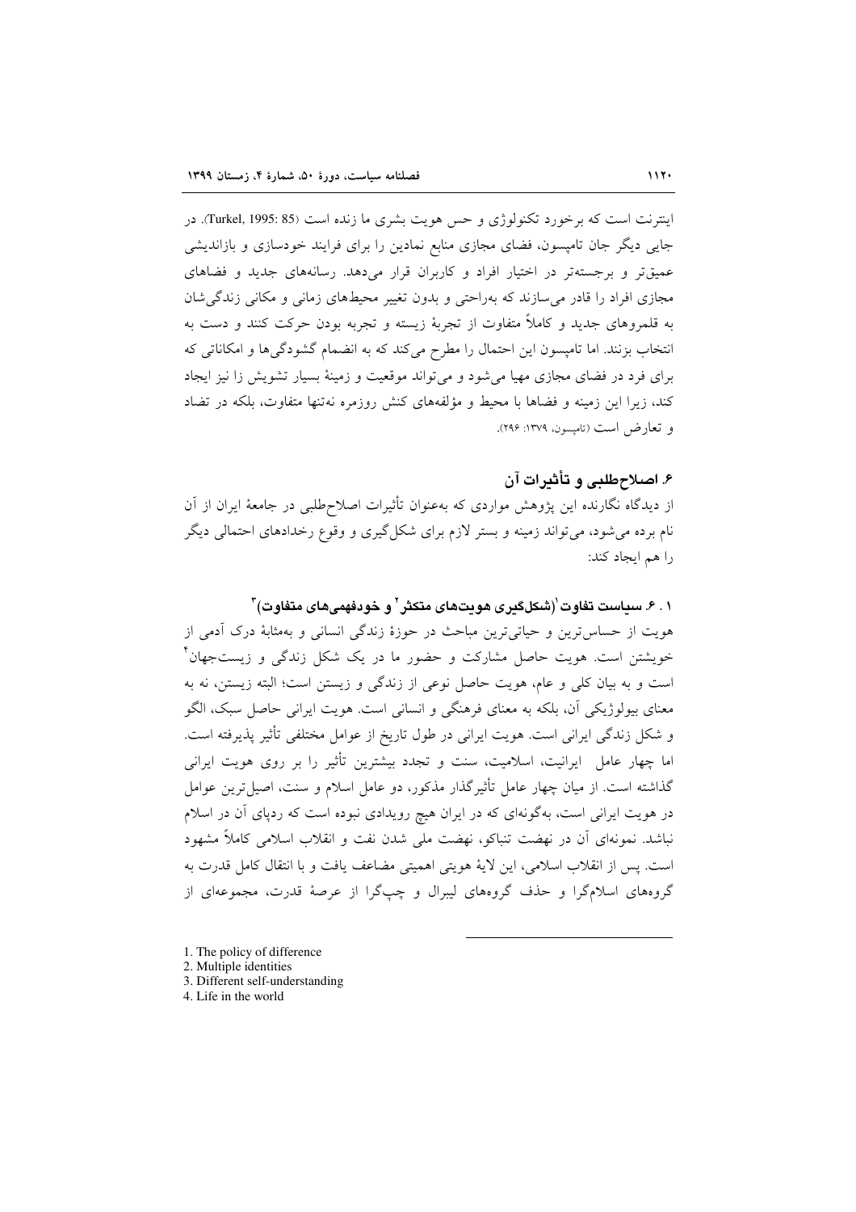اینترنت است که برخورد تکنولوژی و حس هویت بشری ما زنده است (Turkel, 1995: 85). در جایی دیگر جان تامپسون، فضای مجازی منابع نمادین را برای فرایند خودسازی و بازاندیشی عمیق‌تر و برجسته‌تر در اختیار افراد و کاربران قرار می‌دهد. رسانه‌های جدید و فضاهای مجازی افراد را قادر می‌سازند که به‌راحتی و بدون تغییر محیط‌های زمانی و مکانی زندگی‌شان به قلمروهای جدید و کاملاً متفاوت از تجربهٔ زیسته و تجربه بودن حرکت کنند و دست به انتخاب بزنند. اما تامپسون این احتمال را مطرح می‌کند که به انضمام گشودگی‌ها و امکاناتی که برای فرد در فضای مجازی مهیا می‌شود و می‌تواند موقعیت و زمینهٔ بسیار تشویش زا نیز ایجاد کند، زیرا این زمینه و فضاها با محیط و مؤلفه‌های کنش روزمره نه‌تنها متفاوت، بلکه در تضاد و تعارض است (تامپسون، ۱۳۷۹: ۲۹۶).

## ۶. اصلاح‌طلبی و تأثیرات آن

از دیدگاه نگارنده این پژوهش مواردی که به‌عنوان تأثیرات اصلاح‌طلبی در جامعهٔ ایران از آن نام برده می‌شود، می‌تواند زمینه و بستر لازم برای شکل‌گیری و وقوع رخدادهای احتمالی دیگر را هم ایجاد کند:

### ۶. ۱. سیاست تفاوت[1] (شکل‌گیری هویت‌های متکثر[2] و خودفهمی‌های متفاوت)[3]

هویت از حساس‌ترین و حیاتی‌ترین مباحث در حوزهٔ زندگی انسانی و به‌مثابهٔ درک آدمی از خویشتن است. هویت حاصل مشارکت و حضور ما در یک شکل زندگی و زیست‌جهان[4] است و به بیان کلی و عام، هویت حاصل نوعی از زندگی و زیستن است؛ البته زیستن، نه به معنای بیولوژیکی آن، بلکه به معنای فرهنگی و انسانی است. هویت ایرانی حاصل سبک، الگو و شکل زندگی ایرانی است. هویت ایرانی در طول تاریخ از عوامل مختلفی تأثیر پذیرفته است. اما چهار عامل ایرانیت، اسلامیت، سنت و تجدد بیشترین تأثیر را بر روی هویت ایرانی گذاشته است. از میان چهار عامل تأثیرگذار مذکور، دو عامل اسلام و سنت، اصیل‌ترین عوامل در هویت ایرانی است، به‌گونه‌ای که در ایران هیچ رویدادی نبوده است که ردپای آن در اسلام نباشد. نمونه‌ای آن در نهضت تنباکو، نهضت ملی شدن نفت و انقلاب اسلامی کاملاً مشهود است. پس از انقلاب اسلامی، این لایهٔ هویتی اهمیتی مضاعف یافت و با انتقال کامل قدرت به گروه‌های اسلام‌گرا و حذف گروه‌های لیبرال و چپ‌گرا از عرصهٔ قدرت، مجموعه‌ای از

---

1. The policy of difference
2. Multiple identities
3. Different self-understanding
4. Life in the world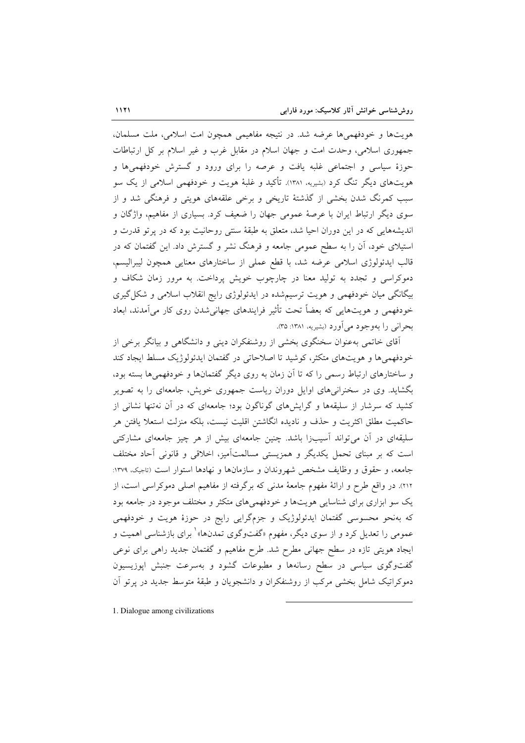هویت‌ها و خودفهمی‌ها عرضه شد. در نتیجه مفاهیمی همچون امت اسلامی، ملت مسلمان، جمهوری اسلامی، وحدت امت و جهان اسلام در مقابل غرب و غیر اسلام بر کل ارتباطات حوزهٔ سیاسی و اجتماعی غلبه یافت و عرصه را برای ورود و گسترش خودفهمی‌ها و هویت‌های دیگر تنگ کرد (بشیریه، ۱۳۸۱). تأکید و غلبهٔ هویت و خودفهمی اسلامی از یک سو سبب کمرنگ شدن بخشی از گذشتهٔ تاریخی و برخی علقه‌های هویتی و فرهنگی شد و از سوی دیگر ارتباط ایران با عرصهٔ عمومی جهان را ضعیف کرد. بسیاری از مفاهیم، واژگان و اندیشه‌هایی که در این دوران احیا شد، متعلق به طبقهٔ سنتی روحانیت بود که در پرتو قدرت و استیلای خود، آن را به سطح عمومی جامعه و فرهنگ نشر و گسترش داد. این گفتمان که در قالب ایدئولوژی اسلامی عرضه شد، با قطع عملی از ساختارهای معنایی همچون لیبرالیسم، دموکراسی و تجدد به تولید معنا در چارچوب خویش پرداخت. به مرور زمان شکاف و بیگانگی میان خودفهمی و هویت ترسیم‌شده در ایدئولوژی رایج انقلاب اسلامی و شکل‌گیری خودفهمی و هویت‌هایی که بعضاً تحت تأثیر فرایندهای جهانی‌شدن روی کار می‌آمدند، ابعاد بحرانی را به‌وجود می‌آورد (بشیریه، ۱۳۸۱: ۳۵).

آقای خاتمی به‌عنوان سخنگوی بخشی از روشنفکران دینی و دانشگاهی و بیانگر برخی از خودفهمی‌ها و هویت‌های متکثر، کوشید تا اصلاحاتی در گفتمان ایدئولوژیک مسلط ایجاد کند و ساختارهای ارتباط رسمی را که تا آن زمان به روی دیگر گفتمان‌ها و خودفهمی‌ها بسته بود، بگشاید. وی در سخنرانی‌های اوایل دوران ریاست جمهوری خویش، جامعه‌ای را به تصویر کشید که سرشار از سلیقه‌ها و گرایش‌های گوناگون بود؛ جامعه‌ای که در آن نه‌تنها نشانی از حاکمیت مطلق اکثریت و حذف و نادیده انگاشتن اقلیت نیست، بلکه منزلت استعلا یافتن هر سلیقه‌ای در آن می‌تواند آسیب‌زا باشد. چنین جامعه‌ای بیش از هر چیز جامعه‌ای مشارکتی است که بر مبنای تحمل یکدیگر و همزیستی مسالمت‌آمیز، اخلاقی و قانونی آحاد مختلف جامعه، و حقوق و وظایف مشخص شهروندان و سازمان‌ها و نهادها استوار است (تاجیک، ۱۳۷۹: ۲۱۲). در واقع طرح و ارائهٔ مفهوم جامعهٔ مدنی که برگرفته از مفاهیم اصلی دموکراسی است، از یک سو ابزاری برای شناسایی هویت‌ها و خودفهمی‌های متکثر و مختلف موجود در جامعه بود که به‌نحو محسوسی گفتمان ایدئولوژیک و جزم‌گرایی رایج در حوزهٔ هویت و خودفهمی عمومی را تعدیل کرد و از سوی دیگر، مفهوم «گفت‌وگوی تمدن‌ها»[1] برای بازشناسی اهمیت و ایجاد هویتی تازه در سطح جهانی مطرح شد. طرح مفاهیم و گفتمان جدید راهی برای نوعی گفت‌وگوی سیاسی در سطح رسانه‌ها و مطبوعات گشود و به‌سرعت جنبش اپوزیسیون دموکراتیک شامل بخشی مرکب از روشنفکران و دانشجویان و طبقهٔ متوسط جدید در پرتو آن

---

1. Dialogue among civilizations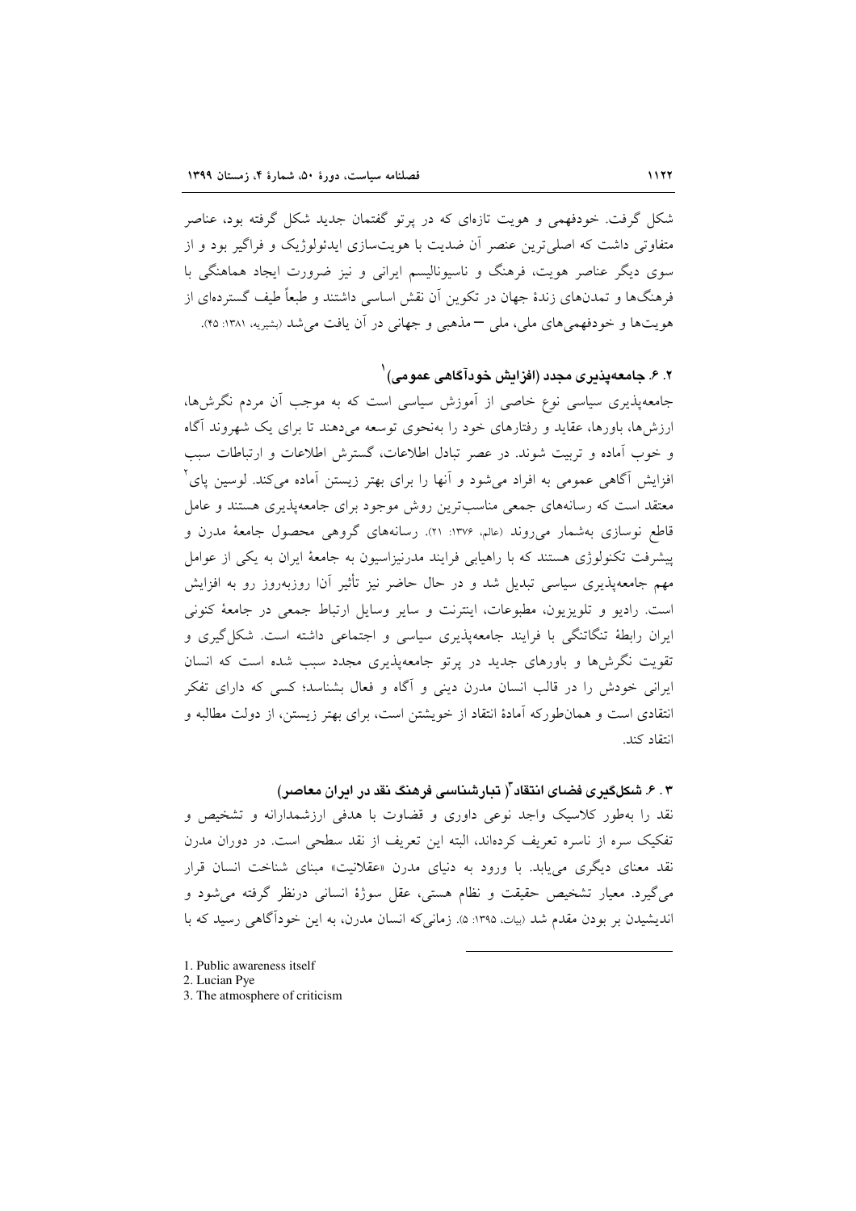شکل گرفت. خودفهمی و هویت تازه‌ای که در پرتو گفتمان جدید شکل گرفته بود، عناصر متفاوتی داشت که اصلی‌ترین عنصر آن ضدیت با هویت‌سازی ایدئولوژیک و فراگیر بود و از سوی دیگر عناصر هویت، فرهنگ و ناسیونالیسم ایرانی و نیز ضرورت ایجاد هماهنگی با فرهنگ‌ها و تمدن‌های زندهٔ جهان در تکوین آن نقش اساسی داشتند و طبعاً طیف گسترده‌ای از هویت‌ها و خودفهمی‌های ملی، ملی – مذهبی و جهانی در آن یافت می‌شد (بشیریه، ۱۳۸۱: ۴۵).

### ۲. ۶. جامعه‌پذیری مجدد (افزایش خودآگاهی عمومی)[1]

جامعه‌پذیری سیاسی نوع خاصی از آموزش سیاسی است که به موجب آن مردم نگرش‌ها، ارزش‌ها، باورها، عقاید و رفتارهای خود را به‌نحوی توسعه می‌دهند تا برای یک شهروند آگاه و خوب آماده و تربیت شوند. در عصر تبادل اطلاعات، گسترش اطلاعات و ارتباطات سبب افزایش آگاهی عمومی به افراد می‌شود و آنها را برای بهتر زیستن آماده می‌کند. لوسین پای[2] معتقد است که رسانه‌های جمعی مناسب‌ترین روش موجود برای جامعه‌پذیری هستند و عامل قاطع نوسازی به‌شمار می‌روند (عالم، ۱۳۷۶: ۲۱). رسانه‌های گروهی محصول جامعهٔ مدرن و پیشرفت تکنولوژی هستند که با راهیابی فرایند مدرنیزاسیون به جامعهٔ ایران به یکی از عوامل مهم جامعه‌پذیری سیاسی تبدیل شد و در حال حاضر نیز تأثیر آنا روزبه‌روز رو به افزایش است. رادیو و تلویزیون، مطبوعات، اینترنت و سایر وسایل ارتباط جمعی در جامعهٔ کنونی ایران رابطهٔ تنگاتنگی با فرایند جامعه‌پذیری سیاسی و اجتماعی داشته است. شکل‌گیری و تقویت نگرش‌ها و باورهای جدید در پرتو جامعه‌پذیری مجدد سبب شده است که انسان ایرانی خودش را در قالب انسان مدرن دینی و آگاه و فعال بشناسد؛ کسی که دارای تفکر انتقادی است و همان‌طورکه آمادهٔ انتقاد از خویشتن است، برای بهتر زیستن، از دولت مطالبه و انتقاد کند.

### ۳. ۶. شکل‌گیری فضای انتقاد[3] (تبارشناسی فرهنگ نقد در ایران معاصر)

نقد را به‌طور کلاسیک واجد نوعی داوری و قضاوت با هدفی ارزشمدارانه و تشخیص و تفکیک سره از ناسره تعریف کرده‌اند، البته این تعریف از نقد سطحی است. در دوران مدرن نقد معنای دیگری می‌یابد. با ورود به دنیای مدرن «عقلانیت» مبنای شناخت انسان قرار می‌گیرد. معیار تشخیص حقیقت و نظام هستی، عقل سوژهٔ انسانی درنظر گرفته می‌شود و اندیشیدن بر بودن مقدم شد (بیات، ۱۳۹۵: ۵). زمانی‌که انسان مدرن، به این خودآگاهی رسید که با

---

1. Public awareness itself
2. Lucian Pye
3. The atmosphere of criticism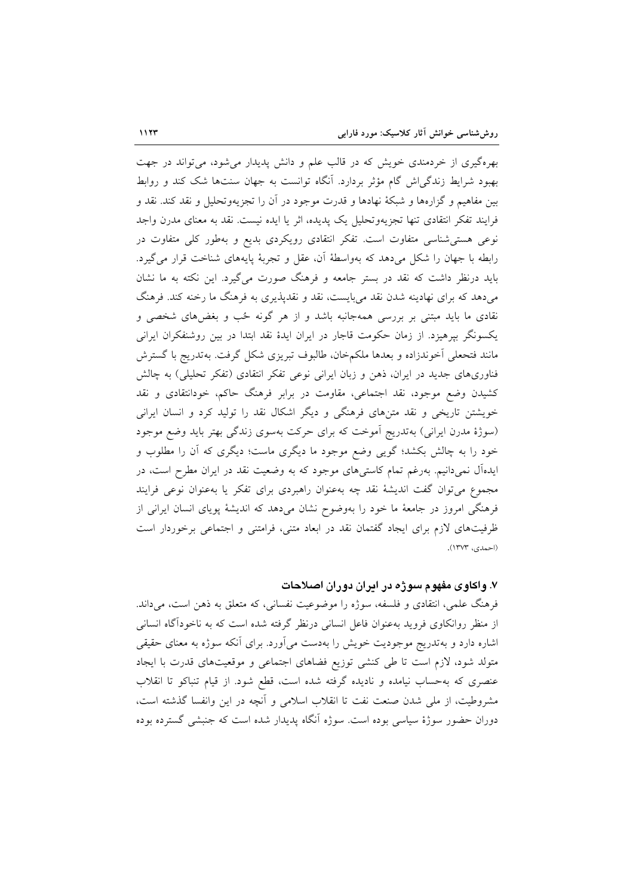بهره‌گیری از خردمندی خویش که در قالب علم و دانش پدیدار می‌شود، می‌تواند در جهت بهبود شرایط زندگی‌اش گام مؤثر بردارد. آنگاه توانست به جهان سنت‌ها شک کند و روابط بین مفاهیم و گزاره‌ها و شبکهٔ نهادها و قدرت موجود در آن را تجزیه‌وتحلیل و نقد کند. نقد و فرایند تفکر انتقادی تنها تجزیه‌وتحلیل یک پدیده، اثر یا ایده نیست. نقد به معنای مدرن واجد نوعی هستی‌شناسی متفاوت است. تفکر انتقادی رویکردی بدیع و به‌طور کلی متفاوت در رابطه با جهان را شکل می‌دهد که به‌واسطهٔ آن، عقل و تجربهٔ پایه‌های شناخت قرار می‌گیرد. باید درنظر داشت که نقد در بستر جامعه و فرهنگ صورت می‌گیرد. این نکته به ما نشان می‌دهد که برای نهادینه شدن نقد می‌بایست، نقد و نقدپذیری به فرهنگ ما رخنه کند. فرهنگ نقادی ما باید مبتنی بر بررسی همه‌جانبه باشد و از هر گونه حُب و بغض‌های شخصی و یکسونگر بپرهیزد. از زمان حکومت قاجار در ایران ایدهٔ نقد ابتدا در بین روشنفکران ایرانی مانند فتحعلی آخوندزاده و بعدها ملکم‌خان، طالبوف تبریزی شکل گرفت. به‌تدریج با گسترش فناوری‌های جدید در ایران، ذهن و زبان ایرانی نوعی تفکر انتقادی (تفکر تحلیلی) به چالش کشیدن وضع موجود، نقد اجتماعی، مقاومت در برابر فرهنگ حاکم، خودانتقادی و نقد خویشتن تاریخی و نقد متن‌های فرهنگی و دیگر اشکال نقد را تولید کرد و انسان ایرانی (سوژهٔ مدرن ایرانی) به‌تدریج آموخت که برای حرکت به‌سوی زندگی بهتر باید وضع موجود خود را به چالش بکشد؛ گویی وضع موجود ما دیگری ماست؛ دیگری که آن را مطلوب و ایده‌آل نمی‌دانیم. به‌رغم تمام کاستی‌های موجود که به وضعیت نقد در ایران مطرح است، در مجموع می‌توان گفت اندیشهٔ نقد چه به‌عنوان راهبردی برای تفکر یا به‌عنوان نوعی فرایند فرهنگی امروز در جامعهٔ ما خود را به‌وضوح نشان می‌دهد که اندیشهٔ پویای انسان ایرانی از ظرفیت‌های لازم برای ایجاد گفتمان نقد در ابعاد متنی، فرامتنی و اجتماعی برخوردار است (احمدی، ۱۳۷۳).

## ۷. واکاوی مفهوم سوژه در ایران دوران اصلاحات

فرهنگ علمی، انتقادی و فلسفه، سوژه را موضوعیت نفسانی، که متعلق به ذهن است، می‌داند. از منظر روانکاوی فروید به‌عنوان فاعل انسانی درنظر گرفته شده است که به ناخودآگاه انسانی اشاره دارد و به‌تدریج موجودیت خویش را به‌دست می‌آورد. برای آنکه سوژه به معنای حقیقی متولد شود، لازم است تا طی کنشی توزیع فضاهای اجتماعی و موقعیت‌های قدرت با ایجاد عنصری که به‌حساب نیامده و نادیده گرفته شده است، قطع شود. از قیام تنباکو تا انقلاب مشروطیت، از ملی شدن صنعت نفت تا انقلاب اسلامی و آنچه در این وانفسا گذشته است، دوران حضور سوژهٔ سیاسی بوده است. سوژه آنگاه پدیدار شده است که جنبشی گسترده بوده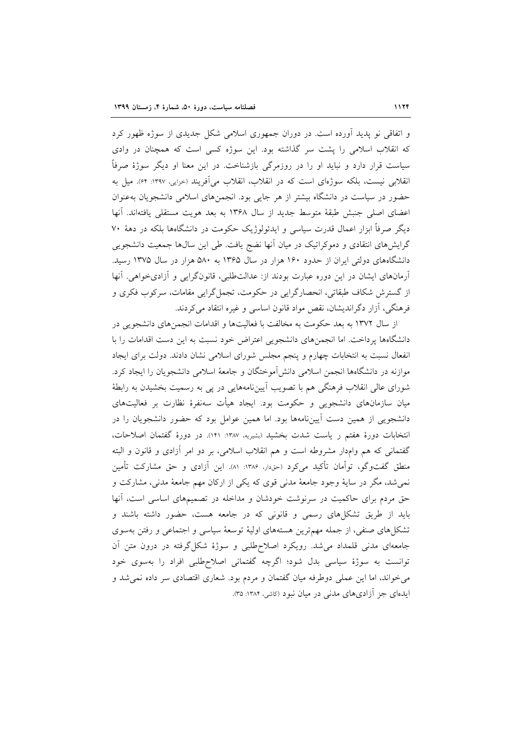و اتفاقی نو پدید آورده است. در دوران جمهوری اسلامی شکل جدیدی از سوژه ظهور کرد که انقلاب اسلامی را پشت سر گذاشته بود. این سوژه کسی است که همچنان در وادی سیاست قرار دارد و نباید او را در روزمرگی بازشناخت. در این معنا او دیگر سوژهٔ صرفاً انقلابی نیست، بلکه سوژه‌ای است که در انقلاب، انقلاب می‌آفریند (خزایی، ۱۳۹۷: ۶۴). میل به حضور در سیاست در دانشگاه بیشتر از هر جایی بود. انجمن‌های اسلامی دانشجویان به‌عنوان اعضای اصلی جنبش طبقهٔ متوسط جدید از سال ۱۳۶۸ به بعد هویت مستقلی یافته‌اند. آنها دیگر صرفاً ابزار اعمال قدرت سیاسی و ایدئولوژیک حکومت در دانشگاه‌ها بلکه در دههٔ ۷۰ گرایش‌های انتقادی و دموکراتیک در میان آنها نضج یافت. طی این سال‌ها جمعیت دانشجویی دانشگاه‌های دولتی ایران از حدود ۱۶۰ هزار در سال ۱۳۶۵ به ۵۸۰ هزار در سال ۱۳۷۵ رسید. آرمان‌های ایشان در این دوره عبارت بودند از: عدالت‌طلبی، قانون‌گرایی و آزادی‌خواهی. آنها از گسترش شکاف طبقاتی، انحصارگرایی در حکومت، تجمل‌گرایی مقامات، سرکوب فکری و فرهنگی، آزار دگراندیشان، نقض مواد قانون اساسی و غیره انتقاد می‌کردند.

از سال ۱۳۷۲ به بعد حکومت به مخالفت با فعالیت‌ها و اقدامات انجمن‌های دانشجویی در دانشگاه‌ها پرداخت. اما انجمن‌های دانشجویی اعتراض خود نسبت به این دست اقدامات را با انفعال نسبت به انتخابات چهارم و پنجم مجلس شورای اسلامی نشان دادند. دولت برای ایجاد موازنه در دانشگاه‌ها انجمن اسلامی دانش‌آموختگان و جامعهٔ اسلامی دانشجویان را ایجاد کرد. شورای عالی انقلاب فرهنگی هم با تصویب آیین‌نامه‌هایی در پی به رسمیت بخشیدن به رابطهٔ میان سازمان‌های دانشجویی و حکومت بود. ایجاد هیأت سه‌نفرهٔ نظارت بر فعالیت‌های دانشجویی از همین دست آیین‌نامه‌ها بود. اما همین عوامل بود که حضور دانشجویان را در انتخابات دورهٔ هفتم ر یاست شدت بخشید (بشیریه، ۱۳۸۷: ۱۴۱). در دورهٔ گفتمان اصلاحات، گفتمانی که هم وامدار مشروطه است و هم انقلاب اسلامی، بر دو امر آزادی و قانون و البته منطق گفت‌وگو، توأمان تأکید می‌کرد (حق‌دار، ۱۳۸۶: ۸۱). این آزادی و حق مشارکت تأمین نمی‌شد، مگر در سایهٔ وجود جامعهٔ مدنی قوی که یکی از ارکان مهم جامعهٔ مدنی، مشارکت و حق مردم برای حاکمیت در سرنوشت خودشان و مداخله در تصمیم‌های اساسی است، آنها باید از طریق تشکل‌های رسمی و قانونی که در جامعه هست، حضور داشته باشند و تشکل‌های صنفی، از جمله مهم‌ترین هسته‌های اولیهٔ توسعهٔ سیاسی و اجتماعی و رفتن به‌سوی جامعه‌ای مدنی قلمداد می‌شد. رویکرد اصلاح‌طلبی و سوژهٔ شکل‌گرفته در درون متن آن توانست به سوژهٔ سیاسی بدل شود؛ اگرچه گفتمانی اصلاح‌طلبی افراد را به‌سوی خود می‌خواند، اما این عملی دوطرفه میان گفتمان و مردم بود. شعاری اقتصادی سر داده نمی‌شد و ایده‌ای جز آزادی‌های مدنی در میان نبود (کاشی، ۱۳۸۴: ۳۵).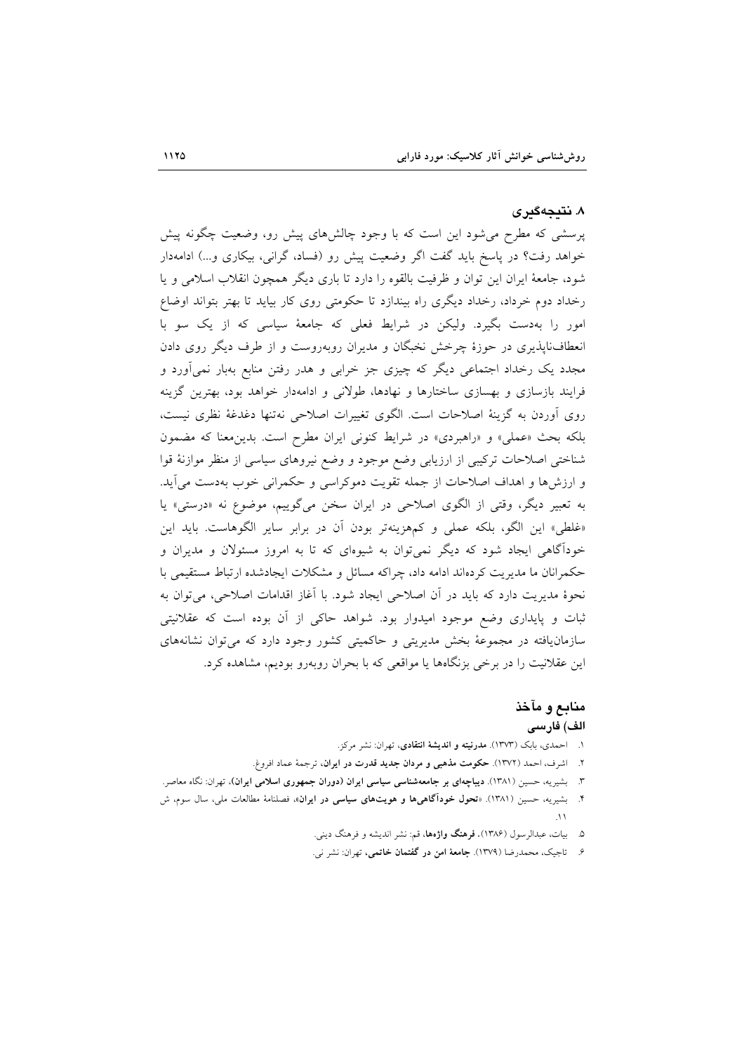## ۸. نتیجه‌گیری

پرسشی که مطرح می‌شود این است که با وجود چالش‌های پیش رو، وضعیت چگونه پیش خواهد رفت؟ در پاسخ باید گفت اگر وضعیت پیش رو (فساد، گرانی، بیکاری و...) ادامه‌دار شود، جامعهٔ ایران این توان و ظرفیت بالقوه را دارد تا باری دیگر همچون انقلاب اسلامی و یا رخداد دوم خرداد، رخداد دیگری راه بیندازد تا حکومتی روی کار بیاید تا بهتر بتواند اوضاع امور را به‌دست بگیرد. ولیکن در شرایط فعلی که جامعهٔ سیاسی که از یک سو با انعطاف‌ناپذیری در حوزهٔ چرخش نخبگان و مدیران روبه‌روست و از طرف دیگر روی دادن مجدد یک رخداد اجتماعی دیگر که چیزی جز خرابی و هدر رفتن منابع به‌بار نمی‌آورد و فرایند بازسازی و بهسازی ساختارها و نهادها، طولانی و ادامه‌دار خواهد بود، بهترین گزینه روی آوردن به گزینهٔ اصلاحات است. الگوی تغییرات اصلاحی نه‌تنها دغدغهٔ نظری نیست، بلکه بحث «عملی» و «راهبردی» در شرایط کنونی ایران مطرح است. بدین‌معنا که مضمون شناختی اصلاحات ترکیبی از ارزیابی وضع موجود و وضع نیروهای سیاسی از منظر موازنهٔ قوا و ارزش‌ها و اهداف اصلاحات از جمله تقویت دموکراسی و حکمرانی خوب به‌دست می‌آید. به تعبیر دیگر، وقتی از الگوی اصلاحی در ایران سخن می‌گوییم، موضوع نه «درستی» یا «غلطی» این الگو، بلکه عملی و کم‌هزینه‌تر بودن آن در برابر سایر الگوهاست. باید این خودآگاهی ایجاد شود که دیگر نمی‌توان به شیوه‌ای که تا به امروز مسئولان و مدیران و حکمرانان ما مدیریت کرده‌اند ادامه داد، چراکه مسائل و مشکلات ایجادشده ارتباط مستقیمی با نحوهٔ مدیریت دارد که باید در آن اصلاحی ایجاد شود. با آغاز اقدامات اصلاحی، می‌توان به ثبات و پایداری وضع موجود امیدوار بود. شواهد حاکی از آن بوده است که عقلانیتی سازمان‌یافته در مجموعهٔ بخش مدیریتی و حاکمیتی کشور وجود دارد که می‌توان نشانه‌های این عقلانیت را در برخی بزنگاه‌ها یا مواقعی که با بحران روبه‌رو بودیم، مشاهده کرد.

## منابع و مآخذ

### الف) فارسی

۱. احمدی، بابک (۱۳۷۳). **مدرنیته و اندیشهٔ انتقادی**، تهران: نشر مرکز.

۲. اشرف، احمد (۱۳۷۲). **حکومت مذهبی و مردان جدید قدرت در ایران**، ترجمهٔ عماد افروغ.

۳. بشیریه، حسین (۱۳۸۱). **دیباچه‌ای بر جامعه‌شناسی سیاسی ایران (دوران جمهوری اسلامی ایران)**، تهران: نگاه معاصر.

۴. بشیریه، حسین (۱۳۸۱). «**تحول خودآگاهی‌ها و هویت‌های سیاسی در ایران**»، فصلنامهٔ مطالعات ملی، سال سوم، ش ۱۱.

۵. بیات، عبدالرسول (۱۳۸۶). **فرهنگ واژه‌ها**، قم: نشر اندیشه و فرهنگ دینی.

۶. تاجیک، محمدرضا (۱۳۷۹). **جامعهٔ امن در گفتمان خاتمی**، تهران: نشر نی.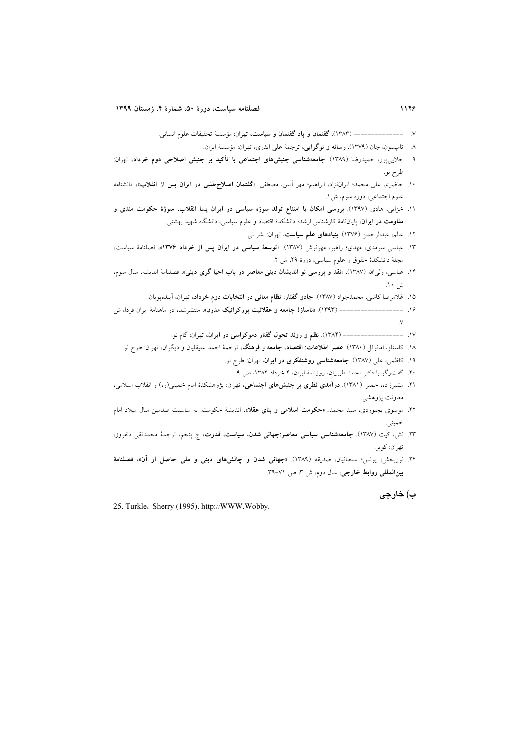۷. ---------------- (۱۳۸۳). **گفتمان و پاد گفتمان و سیاست**، تهران: مؤسسهٔ تحقیقات علوم انسانی.

۸. تامپسون، جان (۱۳۷۹). **رسانه و نوگرایی**، ترجمهٔ علی ایثاری، تهران: مؤسسهٔ ایران.

۹. جلایی‌پور، حمیدرضا (۱۳۸۹). **جامعه‌شناسی جنبش‌های اجتماعی با تأکید بر جنبش اصلاحی دوم خرداد**، تهران: طرح نو.

۱۰. حاضری علی محمد؛ ایران‌نژاد، ابراهیم؛ مهر آیین، مصطفی. «**گفتمان اصلاح‌طلبی در ایران پس از انقلاب**»، دانشنامه علوم اجتماعی، دوره سوم، ش ۱.

۱۱. خزایی، هادی (۱۳۹۷). **بررسی امکان یا امتناع تولد سوژه سیاسی در ایران پسا انقلاب، سوژهٔ حکومت مندی و مقاومت در ایران**، پایان‌نامهٔ کارشناس ارشد؛ دانشکدهٔ اقتصاد و علوم سیاسی، دانشگاه شهید بهشتی.

۱۲. عالم، عبدالرحمن (۱۳۷۶). **بنیادهای علم سیاست**، تهران: نشر نی.

۱۳. عباسی سرمدی، مهدی؛ راهبر، مهرنوش (۱۳۸۷). «**توسعهٔ سیاسی در ایران پس از خرداد ۱۳۷۶**»، فصلنامهٔ سیاست، مجلهٔ دانشکدهٔ حقوق و علوم سیاسی، دورهٔ ۲۹، ش ۲.

۱۴. عباسی، ولی‌الله (۱۳۸۷). «**نقد و بررسی نو اندیشان دینی معاصر در باب احیا گری دینی**»، فصلنامهٔ اندیشه، سال سوم، ش ۱۰.

۱۵. غلامرضا کاشی، محمدجواد (۱۳۸۷). **جادو گفتار: نظام معانی در انتخابات دوم خرداد**، تهران، آینده‌پویان.

۱۶. ---------------- (۱۳۹۳). «**ناسازهٔ جامعه و عقلانیت بورکراتیک مدرن**»، منتشرشده در ماهنامهٔ ایران فردا، ش ۷.

۱۷. ---------------- (۱۳۸۴). **نظم و روند تحول گفتار دموکراسی در ایران**، تهران: گام نو.

۱۸. کاستلز، امانوئل (۱۳۸۰). **عصر اطلاعات: اقتصاد، جامعه و فرهنگ**، ترجمهٔ احمد علیقلیان و دیگران، تهران: طرح نو.

۱۹. کاظمی، علی (۱۳۸۷). **جامعه‌شناسی روشنفکری در ایران**، تهران: طرح نو.

۲۰. گفت‌وگو با دکتر محمد طبیبیان، روزنامهٔ ایران، ۴ خرداد ۱۳۸۲، ص ۹.

۲۱. مشیرزاده، حمیرا (۱۳۸۱). **درآمدی نظری بر جنبش‌های اجتماعی**، تهران: پژوهشکدهٔ امام خمینی(ره) و انقلاب اسلامی، معاونت پژوهشی.

۲۲. موسوی بجنوردی، سید محمد. «**حکومت اسلامی و بنای عقلا**»، اندیشهٔ حکومت. به مناسبت صدمین سال میلاد امام خمینی.

۲۳. نش، کیت (۱۳۸۷). **جامعه‌شناسی سیاسی معاصر:جهانی شدن، سیاست، قدرت**، چ پنجم، ترجمهٔ محمدتقی دلفروز، تهران: کویر.

۲۴. نوربخش، یونس؛ سلطانیان، صدیقه (۱۳۸۹). «**جهانی شدن و چالش‌های دینی و ملی حاصل از آن**»، **فصلنامهٔ بین‌المللی روابط خارجی**، سال دوم، ش ۳، ص ۷۱-۳۹.

## ب) خارجی

25. Turkle. Sherry (1995). http://WWW.Wobby.